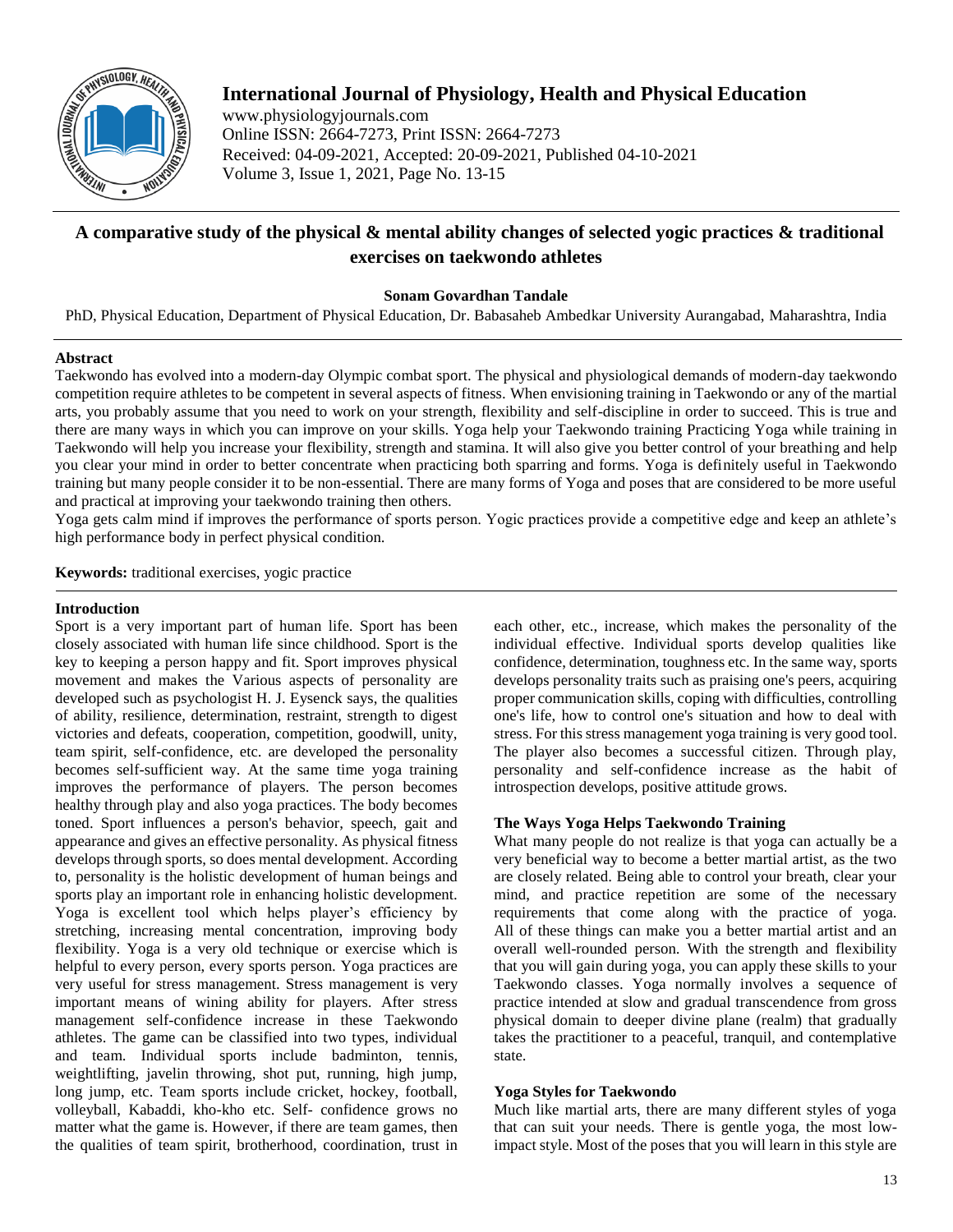# A comparative study of the physical & mental ability changes of selected yogic practices & traditional exercises on taekwondo athletes

**Sonam Govardhan Tandale**

PhD, Physical Education, Department of Physical Education, Dr. Babasaheb Ambedkar University Aurangabad, Maharashtra, India

## Abstract

Taekwondo has evolved into a modern-day Olympic combat sport. The physical and physiological demands of modern-day taekwondo competition require athletes to be competent in several aspects of fitness. When envisioning training in Taekwondo or any of the martial arts, you probably assume that you need to work on your strength, flexibility and self-discipline in order to succeed. This is true and there are many ways in which you can improve on your skills. Yoga help your Taekwondo training Practicing Yoga while training in Taekwondo will help you increase your flexibility, strength and stamina. It will also give you better control of your breathing and help you clear your mind in order to better concentrate when practicing both sparring and forms. Yoga is definitely useful in Taekwondo training but many people consider it to be non-essential. There are many forms of Yoga and poses that are considered to be more useful and practical at improving your taekwondo training then others.

Yoga gets calm mind if improves the performance of sports person. Yogic practices provide a competitive edge and keep an athlete's high performance body in perfect physical condition.

**Keywords:** traditional exercises, yogic practice

## Introduction

Sport is a very important part of human life. Sport has been closely associated with human life since childhood. Sport is the key to keeping a person happy and fit. Sport improves physical movement and makes the Various aspects of personality are developed such as psychologist H. J. Eysenck says, the qualities of ability, resilience, determination, restraint, strength to digest victories and defeats, cooperation, competition, goodwill, unity, team spirit, self-confidence, etc. are developed the personality becomes self-sufficient way. At the same time yoga training improves the performance of players. The person becomes healthy through play and also yoga practices. The body becomes toned. Sport influences a person's behavior, speech, gait and appearance and gives an effective personality. As physical fitness develops through sports, so does mental development. According to, personality is the holistic development of human beings and sports play an important role in enhancing holistic development. Yoga is excellent tool which helps player's efficiency by stretching, increasing mental concentration, improving body flexibility. Yoga is a very old technique or exercise which is helpful to every person, every sports person. Yoga practices are very useful for stress management. Stress management is very important means of wining ability for players. After stress management self-confidence increase in these Taekwondo athletes. The game can be classified into two types, individual and team. Individual sports include badminton, tennis, weightlifting, javelin throwing, shot put, running, high jump, long jump, etc. Team sports include cricket, hockey, football, volleyball, Kabaddi, kho-kho etc. Self- confidence grows no matter what the game is. However, if there are team games, then the qualities of team spirit, brotherhood, coordination, trust in each other, etc., increase, which makes the personality of the individual effective. Individual sports develop qualities like confidence, determination, toughness etc. In the same way, sports develops personality traits such as praising one's peers, acquiring proper communication skills, coping with difficulties, controlling one's life, how to control one's situation and how to deal with stress. For this stress management yoga training is very good tool. The player also becomes a successful citizen. Through play, personality and self-confidence increase as the habit of introspection develops, positive attitude grows.

### The Ways Yoga Helps Taekwondo Training

What many people do not realize is that yoga can actually be a very beneficial way to become a better martial artist, as the two are closely related. Being able to control your breath, clear your mind, and practice repetition are some of the necessary requirements that come along with the practice of yoga. All of these things can make you a better martial artist and an overall well-rounded person. With the strength and flexibility that you will gain during yoga, you can apply these skills to your Taekwondo classes. Yoga normally involves a sequence of practice intended at slow and gradual transcendence from gross physical domain to deeper divine plane (realm) that gradually takes the practitioner to a peaceful, tranquil, and contemplative state.

### Yoga Styles for Taekwondo

Much like martial arts, there are many different styles of yoga that can suit your needs. There is gentle yoga, the most low-impact style. Most of the poses that you will learn in this style are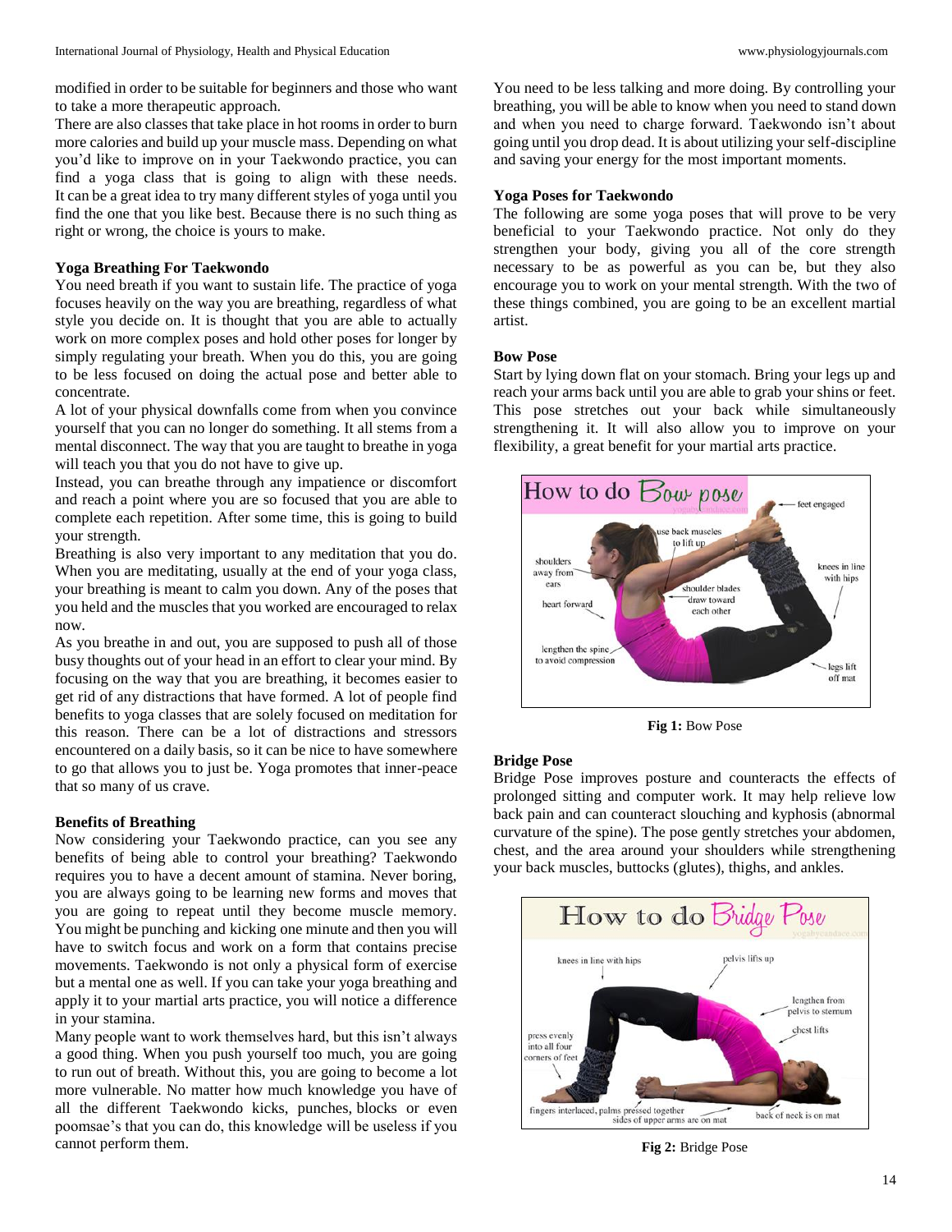modified in order to be suitable for beginners and those who want to take a more therapeutic approach.

There are also classes that take place in hot rooms in order to burn more calories and build up your muscle mass. Depending on what you'd like to improve on in your Taekwondo practice, you can find a yoga class that is going to align with these needs. It can be a great idea to try many different styles of yoga until you find the one that you like best. Because there is no such thing as right or wrong, the choice is yours to make.

### Yoga Breathing For Taekwondo

You need breath if you want to sustain life. The practice of yoga focuses heavily on the way you are breathing, regardless of what style you decide on. It is thought that you are able to actually work on more complex poses and hold other poses for longer by simply regulating your breath. When you do this, you are going to be less focused on doing the actual pose and better able to concentrate.

A lot of your physical downfalls come from when you convince yourself that you can no longer do something. It all stems from a mental disconnect. The way that you are taught to breathe in yoga will teach you that you do not have to give up.

Instead, you can breathe through any impatience or discomfort and reach a point where you are so focused that you are able to complete each repetition. After some time, this is going to build your strength.

Breathing is also very important to any meditation that you do. When you are meditating, usually at the end of your yoga class, your breathing is meant to calm you down. Any of the poses that you held and the muscles that you worked are encouraged to relax now.

As you breathe in and out, you are supposed to push all of those busy thoughts out of your head in an effort to clear your mind. By focusing on the way that you are breathing, it becomes easier to get rid of any distractions that have formed. A lot of people find benefits to yoga classes that are solely focused on meditation for this reason. There can be a lot of distractions and stressors encountered on a daily basis, so it can be nice to have somewhere to go that allows you to just be. Yoga promotes that inner-peace that so many of us crave.

### Benefits of Breathing

Now considering your Taekwondo practice, can you see any benefits of being able to control your breathing? Taekwondo requires you to have a decent amount of stamina. Never boring, you are always going to be learning new forms and moves that you are going to repeat until they become muscle memory. You might be punching and kicking one minute and then you will have to switch focus and work on a form that contains precise movements. Taekwondo is not only a physical form of exercise but a mental one as well. If you can take your yoga breathing and apply it to your martial arts practice, you will notice a difference in your stamina.

Many people want to work themselves hard, but this isn't always a good thing. When you push yourself too much, you are going to run out of breath. Without this, you are going to become a lot more vulnerable. No matter how much knowledge you have of all the different Taekwondo kicks, punches, blocks or even poomsae's that you can do, this knowledge will be useless if you cannot perform them.

You need to be less talking and more doing. By controlling your breathing, you will be able to know when you need to stand down and when you need to charge forward. Taekwondo isn't about going until you drop dead. It is about utilizing your self-discipline and saving your energy for the most important moments.

### Yoga Poses for Taekwondo

The following are some yoga poses that will prove to be very beneficial to your Taekwondo practice. Not only do they strengthen your body, giving you all of the core strength necessary to be as powerful as you can be, but they also encourage you to work on your mental strength. With the two of these things combined, you are going to be an excellent martial artist.

### Bow Pose

Start by lying down flat on your stomach. Bring your legs up and reach your arms back until you are able to grab your shins or feet. This pose stretches out your back while simultaneously strengthening it. It will also allow you to improve on your flexibility, a great benefit for your martial arts practice.

**Fig 1:** Bow Pose

### Bridge Pose

Bridge Pose improves posture and counteracts the effects of prolonged sitting and computer work. It may help relieve low back pain and can counteract slouching and kyphosis (abnormal curvature of the spine). The pose gently stretches your abdomen, chest, and the area around your shoulders while strengthening your back muscles, buttocks (glutes), thighs, and ankles.

**Fig 2:** Bridge Pose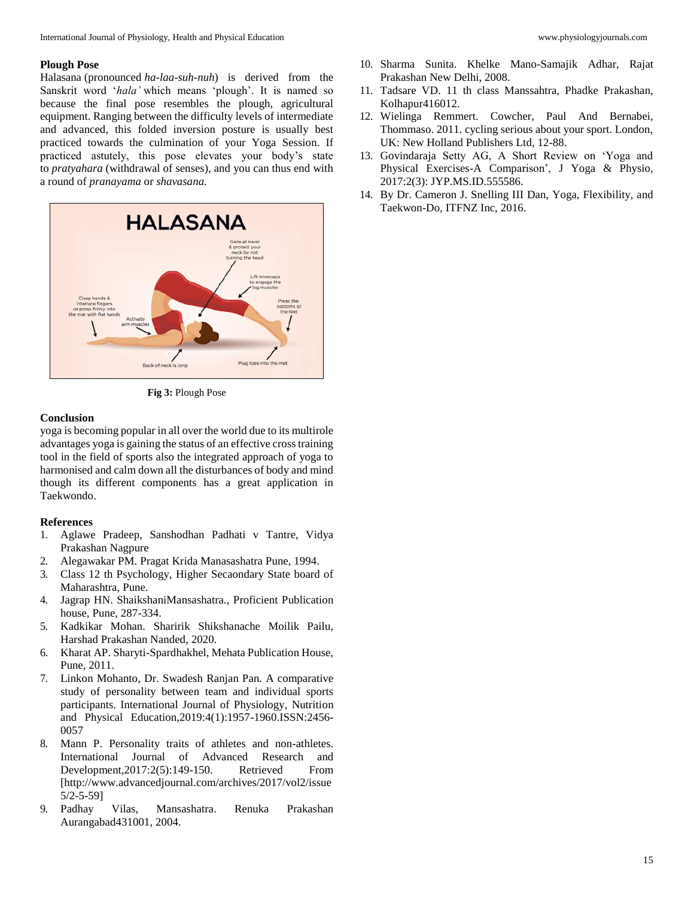### Plough Pose

Halasana (pronounced *ha-laa-suh-nuh*) is derived from the Sanskrit word '*hala'* which means 'plough'. It is named so because the final pose resembles the plough, agricultural equipment. Ranging between the difficulty levels of intermediate and advanced, this folded inversion posture is usually best practiced towards the culmination of your Yoga Session. If practiced astutely, this pose elevates your body's state to *pratyahara* (withdrawal of senses), and you can thus end with a round of *pranayama* or *shavasana.*

HALASANA

Gaze at navel & protect your neck by not turning the head

Lift kneecaps to engage the leg muscles

Clasp hands & interlace fingers or press firmly into the mat with flat hands

Activate arm muscles

Press the bottoms of the feet

Back of neck is long

Plug toes into the mat

**Fig 3:** Plough Pose

### Conclusion

yoga is becoming popular in all over the world due to its multirole advantages yoga is gaining the status of an effective cross training tool in the field of sports also the integrated approach of yoga to harmonised and calm down all the disturbances of body and mind though its different components has a great application in Taekwondo.

### References

1. Aglawe Pradeep, Sanshodhan Padhati v Tantre, Vidya Prakashan Nagpure
2. Alegawakar PM. Pragat Krida Manasashatra Pune, 1994.
3. Class 12 th Psychology, Higher Secaondary State board of Maharashtra, Pune.
4. Jagrap HN. ShaikshaniMansashatra., Proficient Publication house, Pune, 287-334.
5. Kadkikar Mohan. Sharirik Shikshanache Moilik Pailu, Harshad Prakashan Nanded, 2020.
6. Kharat AP. Sharyti-Spardhakhel, Mehata Publication House, Pune, 2011.
7. Linkon Mohanto, Dr. Swadesh Ranjan Pan. A comparative study of personality between team and individual sports participants. International Journal of Physiology, Nutrition and Physical Education,2019:4(1):1957-1960.ISSN:2456-0057
8. Mann P. Personality traits of athletes and non-athletes. International Journal of Advanced Research and Development,2017:2(5):149-150. Retrieved From [http://www.advancedjournal.com/archives/2017/vol2/issue5/2-5-59]
9. Padhay Vilas, Mansashatra. Renuka Prakashan Aurangabad431001, 2004.
10. Sharma Sunita. Khelke Mano-Samajik Adhar, Rajat Prakashan New Delhi, 2008.
11. Tadsare VD. 11 th class Manssahtra, Phadke Prakashan, Kolhapur416012.
12. Wielinga Remmert. Cowcher, Paul And Bernabei, Thommaso. 2011. cycling serious about your sport. London, UK: New Holland Publishers Ltd, 12-88.
13. Govindaraja Setty AG, A Short Review on 'Yoga and Physical Exercises-A Comparison', J Yoga & Physio, 2017:2(3): JYP.MS.ID.555586.
14. By Dr. Cameron J. Snelling III Dan, Yoga, Flexibility, and Taekwon-Do, ITFNZ Inc, 2016.